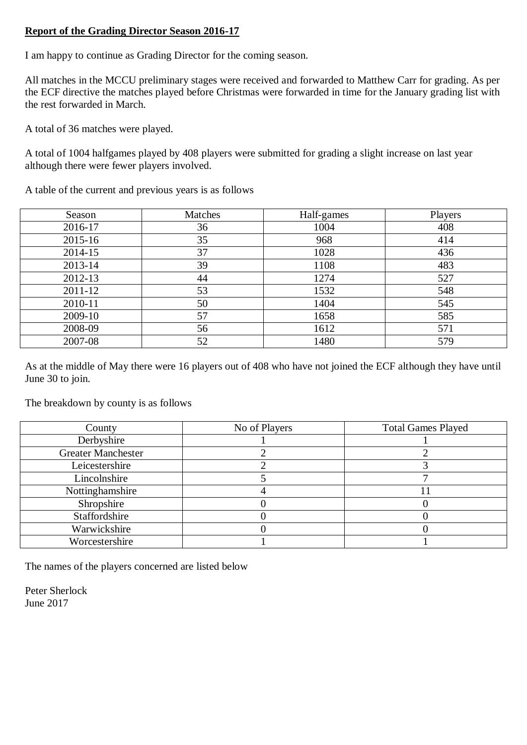**Report of the Grading Director Season 2016-17**

I am happy to continue as Grading Director for the coming season.

All matches in the MCCU preliminary stages were received and forwarded to Matthew Carr for grading. As per the ECF directive the matches played before Christmas were forwarded in time for the January grading list with the rest forwarded in March.

A total of 36 matches were played.

A total of 1004 halfgames played by 408 players were submitted for grading a slight increase on last year although there were fewer players involved.

A table of the current and previous years is as follows

| Season | Matches | Half-games | Players |
|---|---|---|---|
| 2016-17 | 36 | 1004 | 408 |
| 2015-16 | 35 | 968 | 414 |
| 2014-15 | 37 | 1028 | 436 |
| 2013-14 | 39 | 1108 | 483 |
| 2012-13 | 44 | 1274 | 527 |
| 2011-12 | 53 | 1532 | 548 |
| 2010-11 | 50 | 1404 | 545 |
| 2009-10 | 57 | 1658 | 585 |
| 2008-09 | 56 | 1612 | 571 |
| 2007-08 | 52 | 1480 | 579 |

As at the middle of May there were 16 players out of 408 who have not joined the ECF although they have until June 30 to join.

The breakdown by county is as follows

| County | No of Players | Total Games Played |
|---|---|---|
| Derbyshire | 1 | 1 |
| Greater Manchester | 2 | 2 |
| Leicestershire | 2 | 3 |
| Lincolnshire | 5 | 7 |
| Nottinghamshire | 4 | 11 |
| Shropshire | 0 | 0 |
| Staffordshire | 0 | 0 |
| Warwickshire | 0 | 0 |
| Worcestershire | 1 | 1 |

The names of the players concerned are listed below

Peter Sherlock
June 2017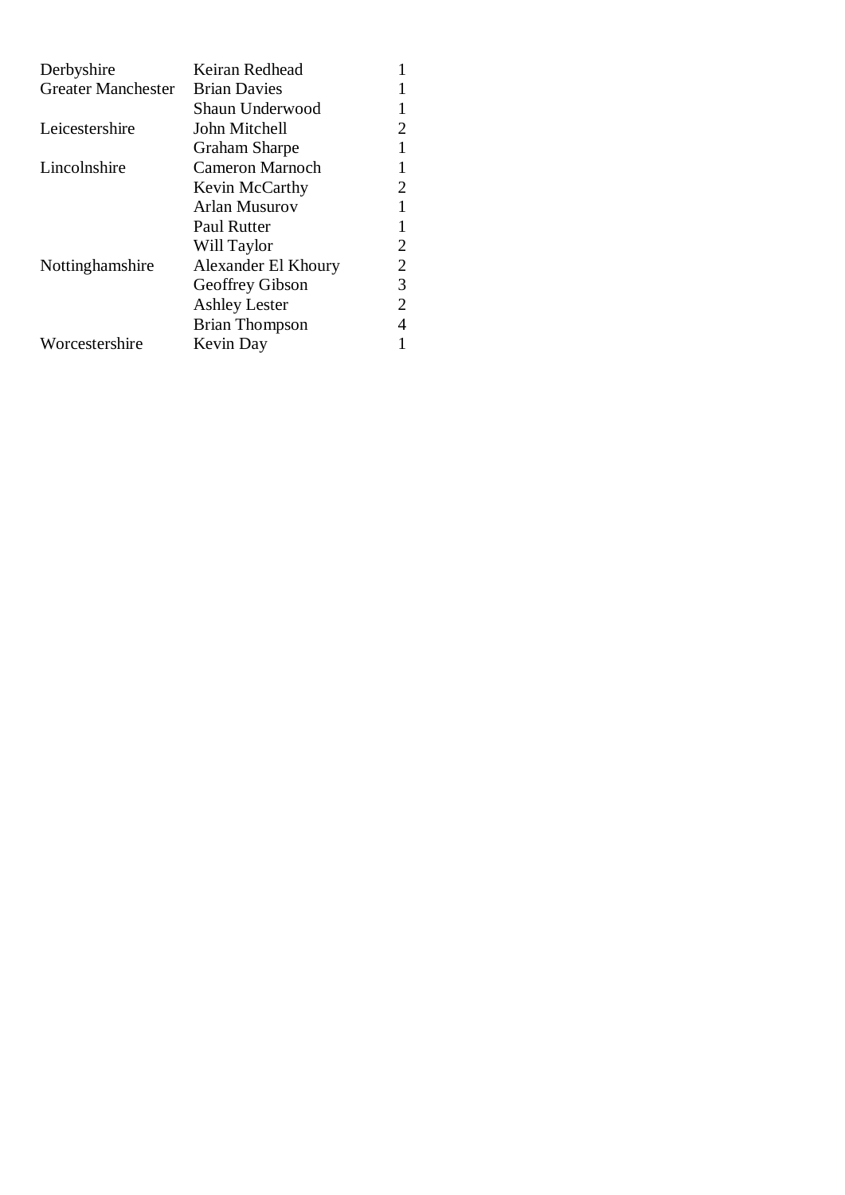| | | |
|---|---|---|
| Derbyshire | Keiran Redhead | 1 |
| Greater Manchester | Brian Davies | 1 |
| | Shaun Underwood | 1 |
| Leicestershire | John Mitchell | 2 |
| | Graham Sharpe | 1 |
| Lincolnshire | Cameron Marnoch | 1 |
| | Kevin McCarthy | 2 |
| | Arlan Musurov | 1 |
| | Paul Rutter | 1 |
| | Will Taylor | 2 |
| Nottinghamshire | Alexander El Khoury | 2 |
| | Geoffrey Gibson | 3 |
| | Ashley Lester | 2 |
| | Brian Thompson | 4 |
| Worcestershire | Kevin Day | 1 |